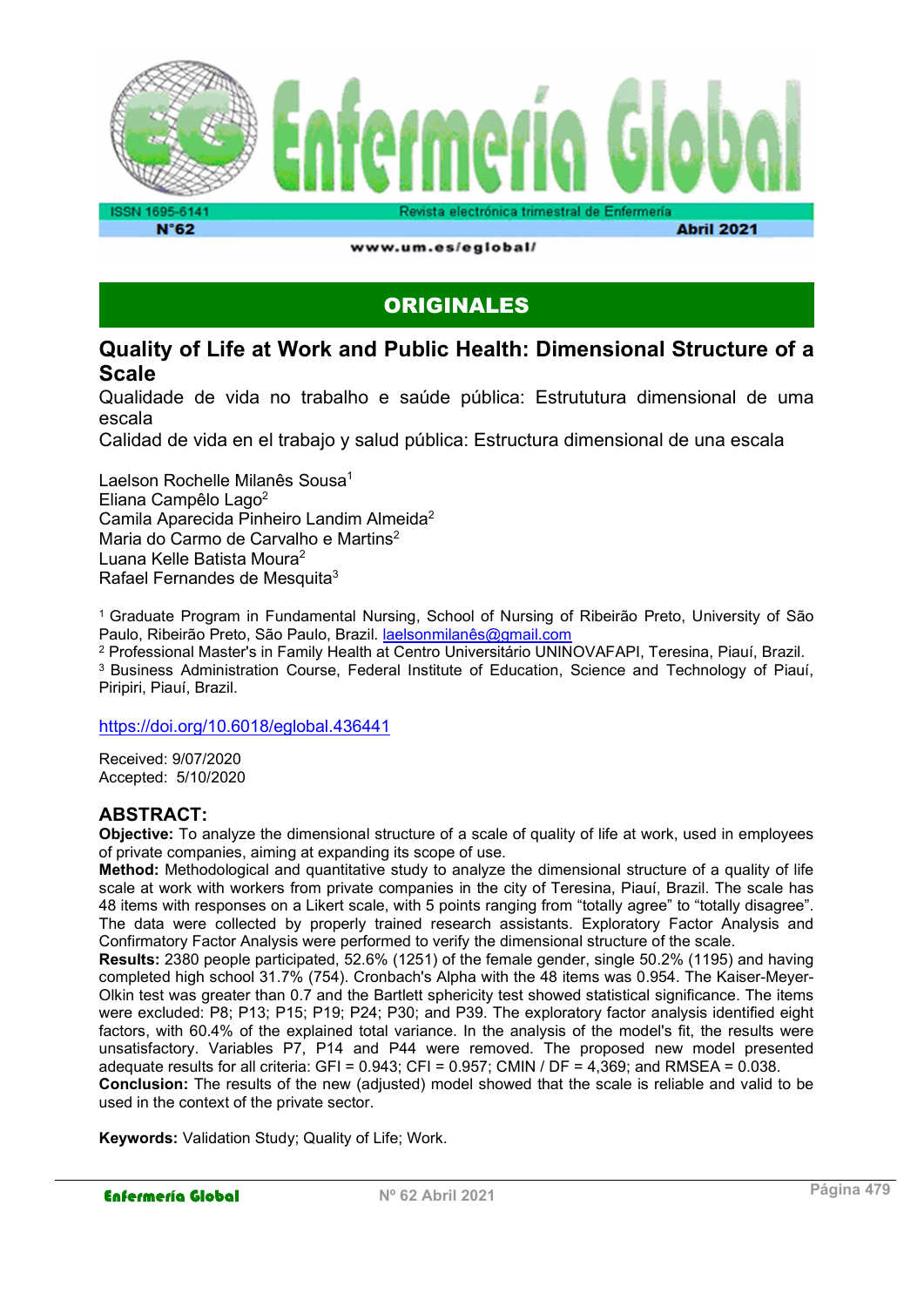## ORIGINALES

# Quality of Life at Work and Public Health: Dimensional Structure of a Scale

Qualidade de vida no trabalho e saúde pública: Estrututura dimensional de uma escala

Calidad de vida en el trabajo y salud pública: Estructura dimensional de una escala

Laelson Rochelle Milanês Sousa[1]
Eliana Campêlo Lago[2]
Camila Aparecida Pinheiro Landim Almeida[2]
Maria do Carmo de Carvalho e Martins[2]
Luana Kelle Batista Moura[2]
Rafael Fernandes de Mesquita[3]

[1] Graduate Program in Fundamental Nursing, School of Nursing of Ribeirão Preto, University of São Paulo, Ribeirão Preto, São Paulo, Brazil. laelsonmilanês@gmail.com
[2] Professional Master's in Family Health at Centro Universitário UNINOVAFAPI, Teresina, Piauí, Brazil.
[3] Business Administration Course, Federal Institute of Education, Science and Technology of Piauí, Piripiri, Piauí, Brazil.

https://doi.org/10.6018/eglobal.436441

Received: 9/07/2020
Accepted: 5/10/2020

## ABSTRACT:

**Objective:** To analyze the dimensional structure of a scale of quality of life at work, used in employees of private companies, aiming at expanding its scope of use.

**Method:** Methodological and quantitative study to analyze the dimensional structure of a quality of life scale at work with workers from private companies in the city of Teresina, Piauí, Brazil. The scale has 48 items with responses on a Likert scale, with 5 points ranging from "totally agree" to "totally disagree". The data were collected by properly trained research assistants. Exploratory Factor Analysis and Confirmatory Factor Analysis were performed to verify the dimensional structure of the scale.

**Results:** 2380 people participated, 52.6% (1251) of the female gender, single 50.2% (1195) and having completed high school 31.7% (754). Cronbach's Alpha with the 48 items was 0.954. The Kaiser-Meyer-Olkin test was greater than 0.7 and the Bartlett sphericity test showed statistical significance. The items were excluded: P8; P13; P15; P19; P24; P30; and P39. The exploratory factor analysis identified eight factors, with 60.4% of the explained total variance. In the analysis of the model's fit, the results were unsatisfactory. Variables P7, P14 and P44 were removed. The proposed new model presented adequate results for all criteria: GFI = 0.943; CFI = 0.957; CMIN / DF = 4,369; and RMSEA = 0.038.

**Conclusion:** The results of the new (adjusted) model showed that the scale is reliable and valid to be used in the context of the private sector.

**Keywords:** Validation Study; Quality of Life; Work.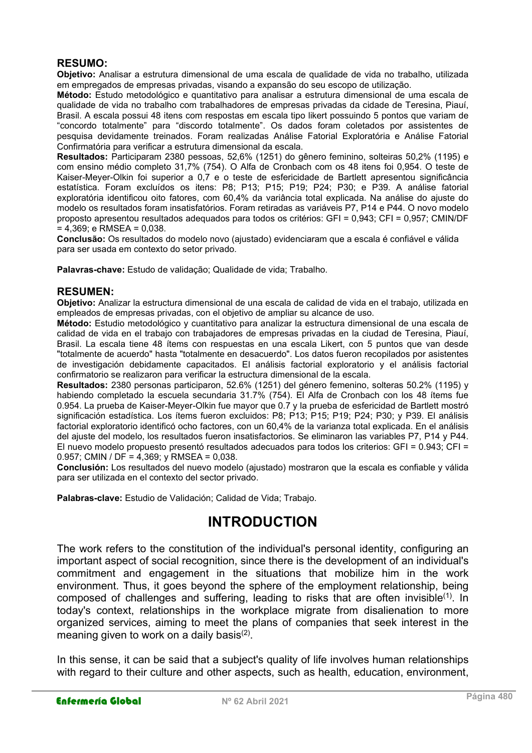**RESUMO:**

**Objetivo:** Analisar a estrutura dimensional de uma escala de qualidade de vida no trabalho, utilizada em empregados de empresas privadas, visando a expansão do seu escopo de utilização.

**Método:** Estudo metodológico e quantitativo para analisar a estrutura dimensional de uma escala de qualidade de vida no trabalho com trabalhadores de empresas privadas da cidade de Teresina, Piauí, Brasil. A escala possui 48 itens com respostas em escala tipo likert possuindo 5 pontos que variam de “concordo totalmente” para “discordo totalmente”. Os dados foram coletados por assistentes de pesquisa devidamente treinados. Foram realizadas Análise Fatorial Exploratória e Análise Fatorial Confirmatória para verificar a estrutura dimensional da escala.

**Resultados:** Participaram 2380 pessoas, 52,6% (1251) do gênero feminino, solteiras 50,2% (1195) e com ensino médio completo 31,7% (754). O Alfa de Cronbach com os 48 itens foi 0,954. O teste de Kaiser-Meyer-Olkin foi superior a 0,7 e o teste de esfericidade de Bartlett apresentou significância estatística. Foram excluídos os itens: P8; P13; P15; P19; P24; P30; e P39. A análise fatorial exploratória identificou oito fatores, com 60,4% da variância total explicada. Na análise do ajuste do modelo os resultados foram insatisfatórios. Foram retiradas as variáveis P7, P14 e P44. O novo modelo proposto apresentou resultados adequados para todos os critérios: GFI = 0,943; CFI = 0,957; CMIN/DF = 4,369; e RMSEA = 0,038.

**Conclusão:** Os resultados do modelo novo (ajustado) evidenciaram que a escala é confiável e válida para ser usada em contexto do setor privado.

**Palavras-chave:** Estudo de validação; Qualidade de vida; Trabalho.

**RESUMEN:**

**Objetivo:** Analizar la estructura dimensional de una escala de calidad de vida en el trabajo, utilizada en empleados de empresas privadas, con el objetivo de ampliar su alcance de uso.

**Método:** Estudio metodológico y cuantitativo para analizar la estructura dimensional de una escala de calidad de vida en el trabajo con trabajadores de empresas privadas en la ciudad de Teresina, Piauí, Brasil. La escala tiene 48 ítems con respuestas en una escala Likert, con 5 puntos que van desde "totalmente de acuerdo" hasta "totalmente en desacuerdo". Los datos fueron recopilados por asistentes de investigación debidamente capacitados. El análisis factorial exploratorio y el análisis factorial confirmatorio se realizaron para verificar la estructura dimensional de la escala.

**Resultados:** 2380 personas participaron, 52.6% (1251) del género femenino, solteras 50.2% (1195) y habiendo completado la escuela secundaria 31.7% (754). El Alfa de Cronbach con los 48 ítems fue 0.954. La prueba de Kaiser-Meyer-Olkin fue mayor que 0.7 y la prueba de esfericidad de Bartlett mostró significación estadística. Los ítems fueron excluidos: P8; P13; P15; P19; P24; P30; y P39. El análisis factorial exploratorio identificó ocho factores, con un 60,4% de la varianza total explicada. En el análisis del ajuste del modelo, los resultados fueron insatisfactorios. Se eliminaron las variables P7, P14 y P44. El nuevo modelo propuesto presentó resultados adecuados para todos los criterios: GFI = 0.943; CFI = 0.957; CMIN / DF = 4,369; y RMSEA = 0,038.

**Conclusión:** Los resultados del nuevo modelo (ajustado) mostraron que la escala es confiable y válida para ser utilizada en el contexto del sector privado.

**Palabras-clave:** Estudio de Validación; Calidad de Vida; Trabajo.

# INTRODUCTION

The work refers to the constitution of the individual's personal identity, configuring an important aspect of social recognition, since there is the development of an individual's commitment and engagement in the situations that mobilize him in the work environment. Thus, it goes beyond the sphere of the employment relationship, being composed of challenges and suffering, leading to risks that are often invisible[1]. In today's context, relationships in the workplace migrate from disalienation to more organized services, aiming to meet the plans of companies that seek interest in the meaning given to work on a daily basis[2].

In this sense, it can be said that a subject's quality of life involves human relationships with regard to their culture and other aspects, such as health, education, environment,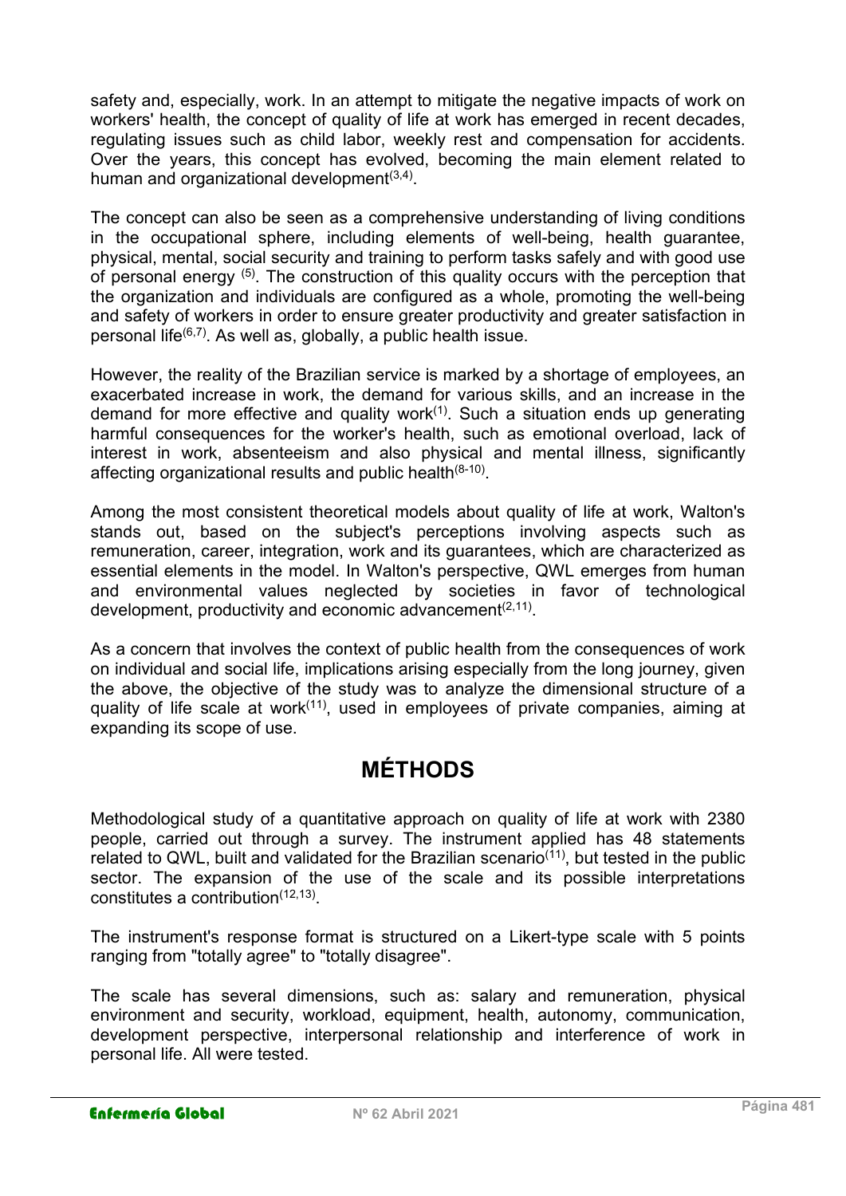safety and, especially, work. In an attempt to mitigate the negative impacts of work on workers' health, the concept of quality of life at work has emerged in recent decades, regulating issues such as child labor, weekly rest and compensation for accidents. Over the years, this concept has evolved, becoming the main element related to human and organizational development[3,4].

The concept can also be seen as a comprehensive understanding of living conditions in the occupational sphere, including elements of well-being, health guarantee, physical, mental, social security and training to perform tasks safely and with good use of personal energy [5]. The construction of this quality occurs with the perception that the organization and individuals are configured as a whole, promoting the well-being and safety of workers in order to ensure greater productivity and greater satisfaction in personal life[6,7]. As well as, globally, a public health issue.

However, the reality of the Brazilian service is marked by a shortage of employees, an exacerbated increase in work, the demand for various skills, and an increase in the demand for more effective and quality work[1]. Such a situation ends up generating harmful consequences for the worker's health, such as emotional overload, lack of interest in work, absenteeism and also physical and mental illness, significantly affecting organizational results and public health[8-10].

Among the most consistent theoretical models about quality of life at work, Walton's stands out, based on the subject's perceptions involving aspects such as remuneration, career, integration, work and its guarantees, which are characterized as essential elements in the model. In Walton's perspective, QWL emerges from human and environmental values neglected by societies in favor of technological development, productivity and economic advancement[2,11].

As a concern that involves the context of public health from the consequences of work on individual and social life, implications arising especially from the long journey, given the above, the objective of the study was to analyze the dimensional structure of a quality of life scale at work[11], used in employees of private companies, aiming at expanding its scope of use.

## MÉTHODS

Methodological study of a quantitative approach on quality of life at work with 2380 people, carried out through a survey. The instrument applied has 48 statements related to QWL, built and validated for the Brazilian scenario[11], but tested in the public sector. The expansion of the use of the scale and its possible interpretations constitutes a contribution[12,13].

The instrument's response format is structured on a Likert-type scale with 5 points ranging from "totally agree" to "totally disagree".

The scale has several dimensions, such as: salary and remuneration, physical environment and security, workload, equipment, health, autonomy, communication, development perspective, interpersonal relationship and interference of work in personal life. All were tested.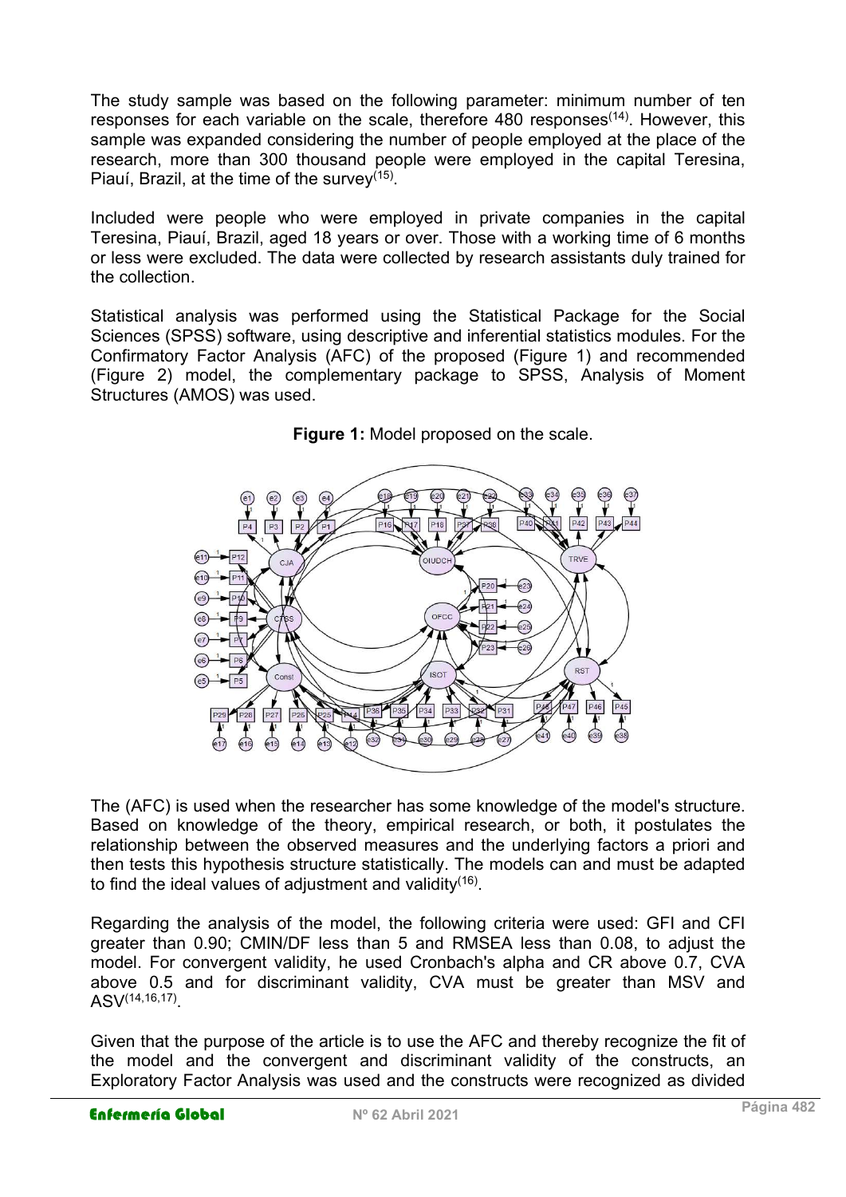The study sample was based on the following parameter: minimum number of ten responses for each variable on the scale, therefore 480 responses[14]. However, this sample was expanded considering the number of people employed at the place of the research, more than 300 thousand people were employed in the capital Teresina, Piauí, Brazil, at the time of the survey[15].

Included were people who were employed in private companies in the capital Teresina, Piauí, Brazil, aged 18 years or over. Those with a working time of 6 months or less were excluded. The data were collected by research assistants duly trained for the collection.

Statistical analysis was performed using the Statistical Package for the Social Sciences (SPSS) software, using descriptive and inferential statistics modules. For the Confirmatory Factor Analysis (AFC) of the proposed (Figure 1) and recommended (Figure 2) model, the complementary package to SPSS, Analysis of Moment Structures (AMOS) was used.

**Figure 1:** Model proposed on the scale.

The (AFC) is used when the researcher has some knowledge of the model's structure. Based on knowledge of the theory, empirical research, or both, it postulates the relationship between the observed measures and the underlying factors a priori and then tests this hypothesis structure statistically. The models can and must be adapted to find the ideal values of adjustment and validity[16].

Regarding the analysis of the model, the following criteria were used: GFI and CFI greater than 0.90; CMIN/DF less than 5 and RMSEA less than 0.08, to adjust the model. For convergent validity, he used Cronbach's alpha and CR above 0.7, CVA above 0.5 and for discriminant validity, CVA must be greater than MSV and ASV[14,16,17].

Given that the purpose of the article is to use the AFC and thereby recognize the fit of the model and the convergent and discriminant validity of the constructs, an Exploratory Factor Analysis was used and the constructs were recognized as divided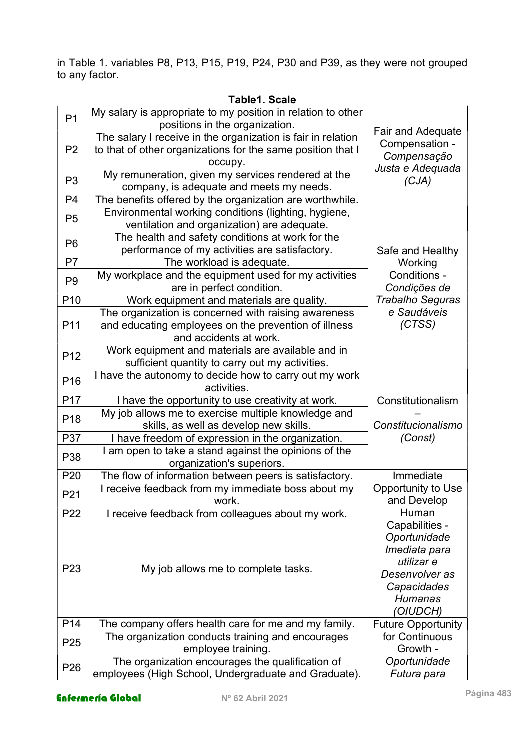in Table 1. variables P8, P13, P15, P19, P24, P30 and P39, as they were not grouped to any factor.

**Table1. Scale**

| Item | Statement | Factor |
|---|---|---|
| P1 | My salary is appropriate to my position in relation to other positions in the organization. | Fair and Adequate Compensation - *Compensação Justa e Adequada (CJA)* |
| P2 | The salary I receive in the organization is fair in relation to that of other organizations for the same position that I occupy. | |
| P3 | My remuneration, given my services rendered at the company, is adequate and meets my needs. | |
| P4 | The benefits offered by the organization are worthwhile. | |
| P5 | Environmental working conditions (lighting, hygiene, ventilation and organization) are adequate. | Safe and Healthy Working Conditions - *Condições de Trabalho Seguras e Saudáveis (CTSS)* |
| P6 | The health and safety conditions at work for the performance of my activities are satisfactory. | |
| P7 | The workload is adequate. | |
| P9 | My workplace and the equipment used for my activities are in perfect condition. | |
| P10 | Work equipment and materials are quality. | |
| P11 | The organization is concerned with raising awareness and educating employees on the prevention of illness and accidents at work. | |
| P12 | Work equipment and materials are available and in sufficient quantity to carry out my activities. | |
| P16 | I have the autonomy to decide how to carry out my work activities. | Constitutionalism – *Constitucionalismo (Const)* |
| P17 | I have the opportunity to use creativity at work. | |
| P18 | My job allows me to exercise multiple knowledge and skills, as well as develop new skills. | |
| P37 | I have freedom of expression in the organization. | |
| P38 | I am open to take a stand against the opinions of the organization's superiors. | |
| P20 | The flow of information between peers is satisfactory. | Immediate Opportunity to Use and Develop Human Capabilities - *Oportunidade Imediata para utilizar e Desenvolver as Capacidades Humanas (OIUDCH)* |
| P21 | I receive feedback from my immediate boss about my work. | |
| P22 | I receive feedback from colleagues about my work. | |
| P23 | My job allows me to complete tasks. | |
| P14 | The company offers health care for me and my family. | Future Opportunity for Continuous Growth - *Oportunidade Futura para* |
| P25 | The organization conducts training and encourages employee training. | |
| P26 | The organization encourages the qualification of employees (High School, Undergraduate and Graduate). | |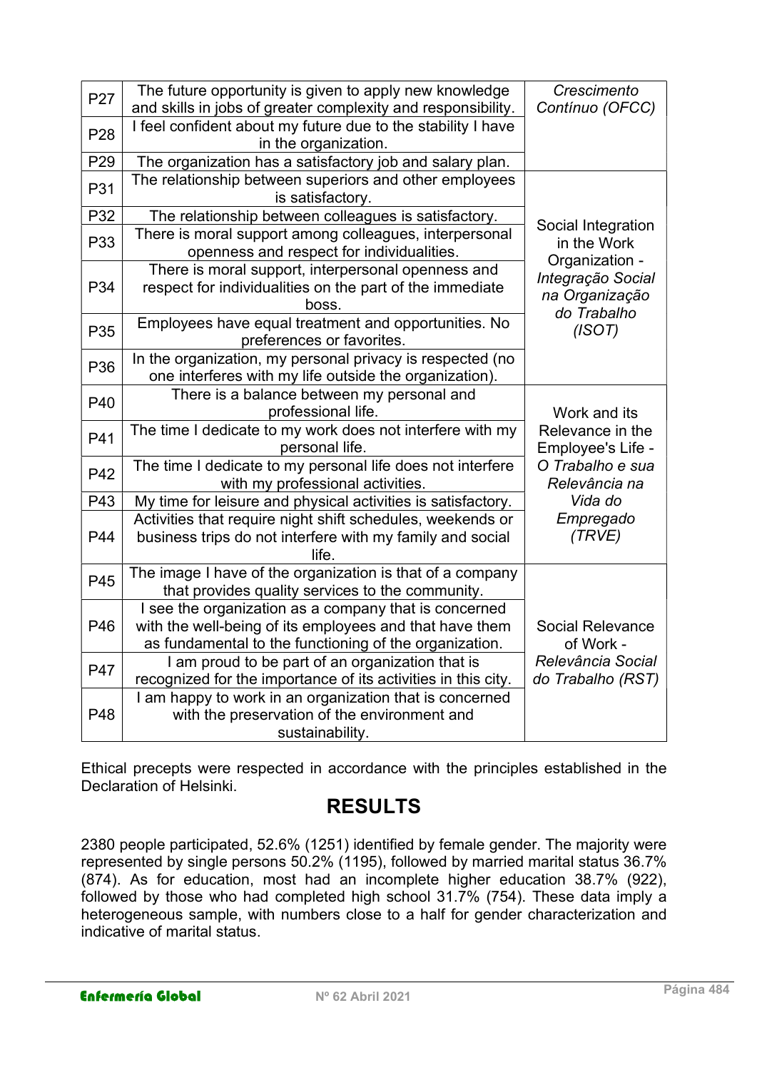| | | |
|---|---|---|
| P27 | The future opportunity is given to apply new knowledge and skills in jobs of greater complexity and responsibility. | *Crescimento Contínuo (OFCC)* |
| P28 | I feel confident about my future due to the stability I have in the organization. | |
| P29 | The organization has a satisfactory job and salary plan. | |
| P31 | The relationship between superiors and other employees is satisfactory. | Social Integration in the Work Organization - *Integração Social na Organização do Trabalho (ISOT)* |
| P32 | The relationship between colleagues is satisfactory. | |
| P33 | There is moral support among colleagues, interpersonal openness and respect for individualities. | |
| P34 | There is moral support, interpersonal openness and respect for individualities on the part of the immediate boss. | |
| P35 | Employees have equal treatment and opportunities. No preferences or favorites. | |
| P36 | In the organization, my personal privacy is respected (no one interferes with my life outside the organization). | |
| P40 | There is a balance between my personal and professional life. | Work and its Relevance in the Employee's Life - *O Trabalho e sua Relevância na Vida do Empregado (TRVE)* |
| P41 | The time I dedicate to my work does not interfere with my personal life. | |
| P42 | The time I dedicate to my personal life does not interfere with my professional activities. | |
| P43 | My time for leisure and physical activities is satisfactory. | |
| P44 | Activities that require night shift schedules, weekends or business trips do not interfere with my family and social life. | |
| P45 | The image I have of the organization is that of a company that provides quality services to the community. | Social Relevance of Work - *Relevância Social do Trabalho (RST)* |
| P46 | I see the organization as a company that is concerned with the well-being of its employees and that have them as fundamental to the functioning of the organization. | |
| P47 | I am proud to be part of an organization that is recognized for the importance of its activities in this city. | |
| P48 | I am happy to work in an organization that is concerned with the preservation of the environment and sustainability. | |

Ethical precepts were respected in accordance with the principles established in the Declaration of Helsinki.

## RESULTS

2380 people participated, 52.6% (1251) identified by female gender. The majority were represented by single persons 50.2% (1195), followed by married marital status 36.7% (874). As for education, most had an incomplete higher education 38.7% (922), followed by those who had completed high school 31.7% (754). These data imply a heterogeneous sample, with numbers close to a half for gender characterization and indicative of marital status.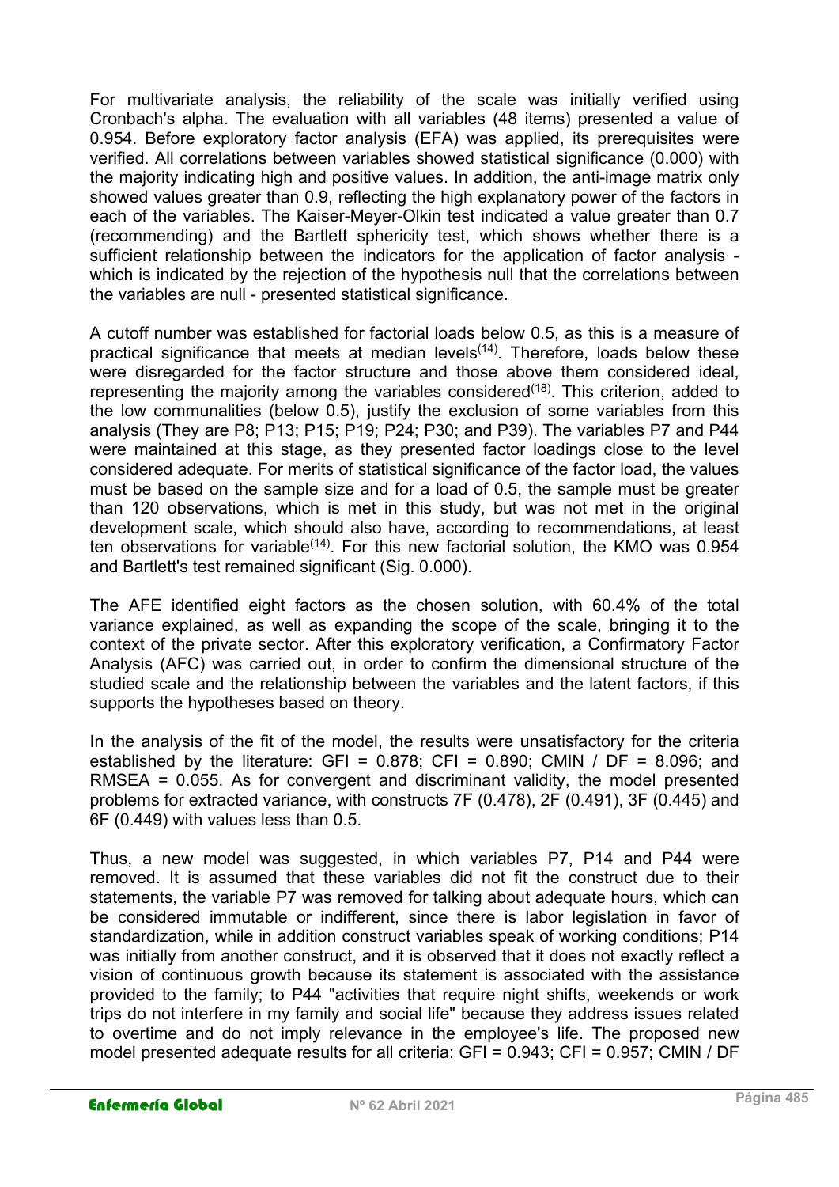For multivariate analysis, the reliability of the scale was initially verified using Cronbach's alpha. The evaluation with all variables (48 items) presented a value of 0.954. Before exploratory factor analysis (EFA) was applied, its prerequisites were verified. All correlations between variables showed statistical significance (0.000) with the majority indicating high and positive values. In addition, the anti-image matrix only showed values greater than 0.9, reflecting the high explanatory power of the factors in each of the variables. The Kaiser-Meyer-Olkin test indicated a value greater than 0.7 (recommending) and the Bartlett sphericity test, which shows whether there is a sufficient relationship between the indicators for the application of factor analysis - which is indicated by the rejection of the hypothesis null that the correlations between the variables are null - presented statistical significance.

A cutoff number was established for factorial loads below 0.5, as this is a measure of practical significance that meets at median levels[14]. Therefore, loads below these were disregarded for the factor structure and those above them considered ideal, representing the majority among the variables considered[18]. This criterion, added to the low communalities (below 0.5), justify the exclusion of some variables from this analysis (They are P8; P13; P15; P19; P24; P30; and P39). The variables P7 and P44 were maintained at this stage, as they presented factor loadings close to the level considered adequate. For merits of statistical significance of the factor load, the values must be based on the sample size and for a load of 0.5, the sample must be greater than 120 observations, which is met in this study, but was not met in the original development scale, which should also have, according to recommendations, at least ten observations for variable[14]. For this new factorial solution, the KMO was 0.954 and Bartlett's test remained significant (Sig. 0.000).

The AFE identified eight factors as the chosen solution, with 60.4% of the total variance explained, as well as expanding the scope of the scale, bringing it to the context of the private sector. After this exploratory verification, a Confirmatory Factor Analysis (AFC) was carried out, in order to confirm the dimensional structure of the studied scale and the relationship between the variables and the latent factors, if this supports the hypotheses based on theory.

In the analysis of the fit of the model, the results were unsatisfactory for the criteria established by the literature: GFI = 0.878; CFI = 0.890; CMIN / DF = 8.096; and RMSEA = 0.055. As for convergent and discriminant validity, the model presented problems for extracted variance, with constructs 7F (0.478), 2F (0.491), 3F (0.445) and 6F (0.449) with values less than 0.5.

Thus, a new model was suggested, in which variables P7, P14 and P44 were removed. It is assumed that these variables did not fit the construct due to their statements, the variable P7 was removed for talking about adequate hours, which can be considered immutable or indifferent, since there is labor legislation in favor of standardization, while in addition construct variables speak of working conditions; P14 was initially from another construct, and it is observed that it does not exactly reflect a vision of continuous growth because its statement is associated with the assistance provided to the family; to P44 "activities that require night shifts, weekends or work trips do not interfere in my family and social life" because they address issues related to overtime and do not imply relevance in the employee's life. The proposed new model presented adequate results for all criteria: GFI = 0.943; CFI = 0.957; CMIN / DF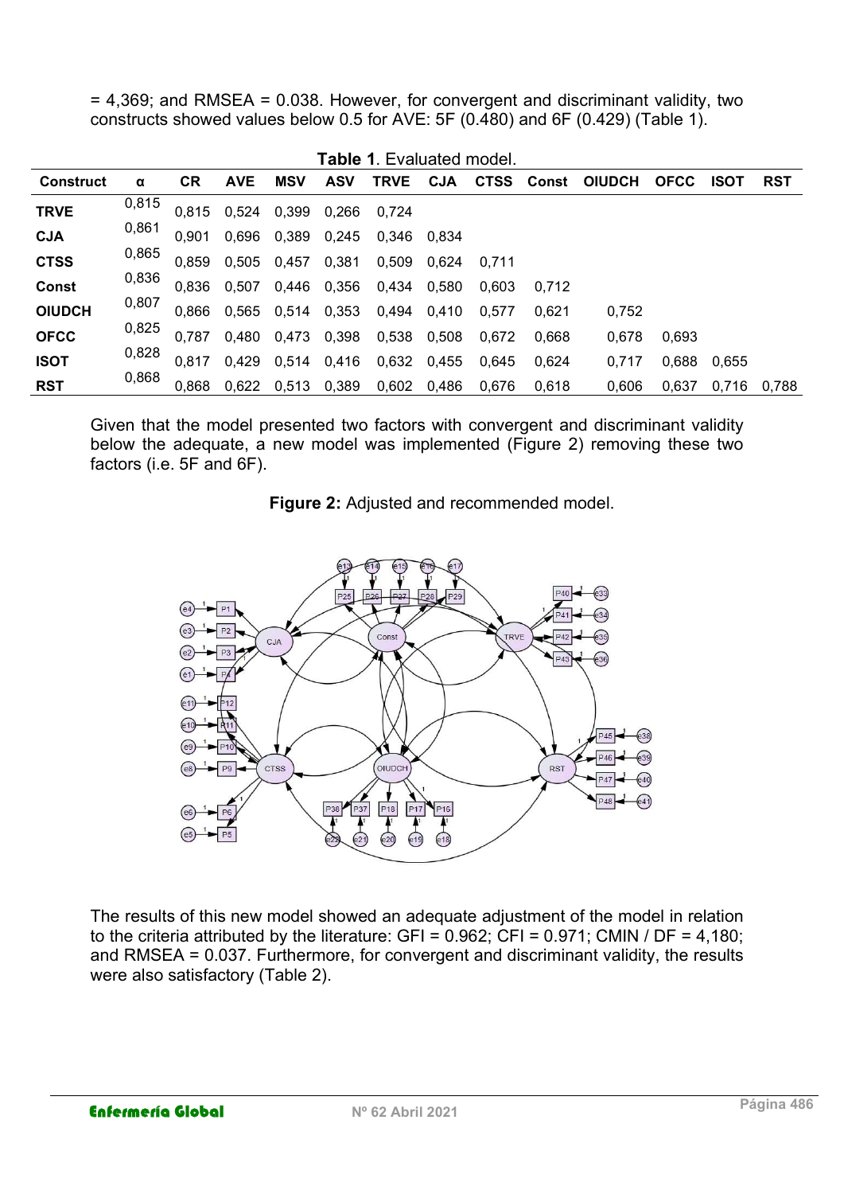= 4,369; and RMSEA = 0.038. However, for convergent and discriminant validity, two constructs showed values below 0.5 for AVE: 5F (0.480) and 6F (0.429) (Table 1).

**Table 1**. Evaluated model.

| Construct | α | CR | AVE | MSV | ASV | TRVE | CJA | CTSS | Const | OIUDCH | OFCC | ISOT | RST |
|---|---|---|---|---|---|---|---|---|---|---|---|---|---|
| **TRVE** | 0,815 | 0,815 | 0,524 | 0,399 | 0,266 | 0,724 | | | | | | | |
| **CJA** | 0,861 | 0,901 | 0,696 | 0,389 | 0,245 | 0,346 | 0,834 | | | | | | |
| **CTSS** | 0,865 | 0,859 | 0,505 | 0,457 | 0,381 | 0,509 | 0,624 | 0,711 | | | | | |
| **Const** | 0,836 | 0,836 | 0,507 | 0,446 | 0,356 | 0,434 | 0,580 | 0,603 | 0,712 | | | | |
| **OIUDCH** | 0,807 | 0,866 | 0,565 | 0,514 | 0,353 | 0,494 | 0,410 | 0,577 | 0,621 | 0,752 | | | |
| **OFCC** | 0,825 | 0,787 | 0,480 | 0,473 | 0,398 | 0,538 | 0,508 | 0,672 | 0,668 | 0,678 | 0,693 | | |
| **ISOT** | 0,828 | 0,817 | 0,429 | 0,514 | 0,416 | 0,632 | 0,455 | 0,645 | 0,624 | 0,717 | 0,688 | 0,655 | |
| **RST** | 0,868 | 0,868 | 0,622 | 0,513 | 0,389 | 0,602 | 0,486 | 0,676 | 0,618 | 0,606 | 0,637 | 0,716 | 0,788 |

Given that the model presented two factors with convergent and discriminant validity below the adequate, a new model was implemented (Figure 2) removing these two factors (i.e. 5F and 6F).

**Figure 2:** Adjusted and recommended model.

The results of this new model showed an adequate adjustment of the model in relation to the criteria attributed by the literature: GFI = 0.962; CFI = 0.971; CMIN / DF = 4,180; and RMSEA = 0.037. Furthermore, for convergent and discriminant validity, the results were also satisfactory (Table 2).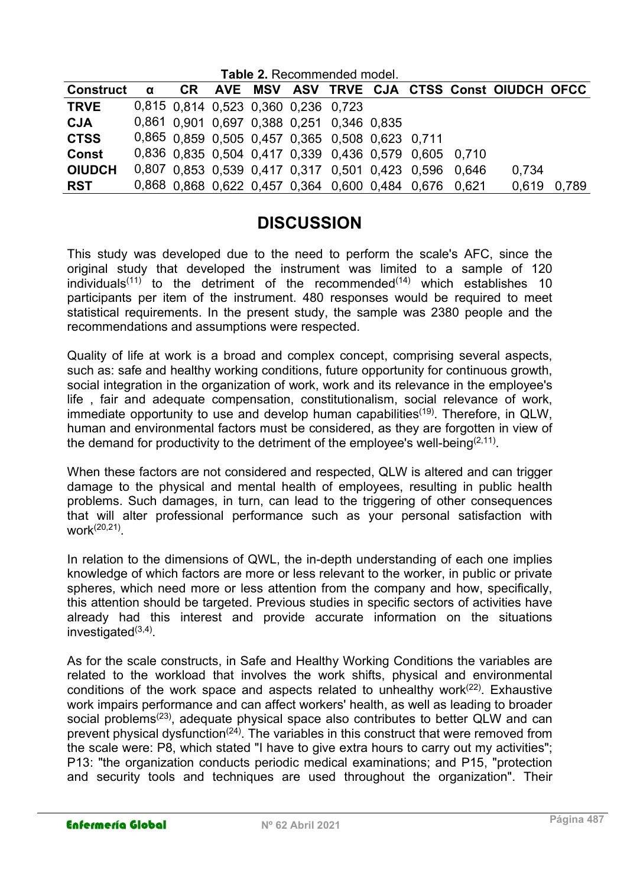**Table 2.** Recommended model.

| Construct | α | CR | AVE | MSV | ASV | TRVE | CJA | CTSS | Const | OIUDCH | OFCC |
|---|---|---|---|---|---|---|---|---|---|---|---|
| **TRVE** | 0,815 | 0,814 | 0,523 | 0,360 | 0,236 | 0,723 | | | | | |
| **CJA** | 0,861 | 0,901 | 0,697 | 0,388 | 0,251 | 0,346 | 0,835 | | | | |
| **CTSS** | 0,865 | 0,859 | 0,505 | 0,457 | 0,365 | 0,508 | 0,623 | 0,711 | | | |
| **Const** | 0,836 | 0,835 | 0,504 | 0,417 | 0,339 | 0,436 | 0,579 | 0,605 | 0,710 | | |
| **OIUDCH** | 0,807 | 0,853 | 0,539 | 0,417 | 0,317 | 0,501 | 0,423 | 0,596 | 0,646 | 0,734 | |
| **RST** | 0,868 | 0,868 | 0,622 | 0,457 | 0,364 | 0,600 | 0,484 | 0,676 | 0,621 | 0,619 | 0,789 |

## DISCUSSION

This study was developed due to the need to perform the scale's AFC, since the original study that developed the instrument was limited to a sample of 120 individuals[11] to the detriment of the recommended[14] which establishes 10 participants per item of the instrument. 480 responses would be required to meet statistical requirements. In the present study, the sample was 2380 people and the recommendations and assumptions were respected.

Quality of life at work is a broad and complex concept, comprising several aspects, such as: safe and healthy working conditions, future opportunity for continuous growth, social integration in the organization of work, work and its relevance in the employee's life , fair and adequate compensation, constitutionalism, social relevance of work, immediate opportunity to use and develop human capabilities[19]. Therefore, in QLW, human and environmental factors must be considered, as they are forgotten in view of the demand for productivity to the detriment of the employee's well-being[2,11].

When these factors are not considered and respected, QLW is altered and can trigger damage to the physical and mental health of employees, resulting in public health problems. Such damages, in turn, can lead to the triggering of other consequences that will alter professional performance such as your personal satisfaction with work[20,21].

In relation to the dimensions of QWL, the in-depth understanding of each one implies knowledge of which factors are more or less relevant to the worker, in public or private spheres, which need more or less attention from the company and how, specifically, this attention should be targeted. Previous studies in specific sectors of activities have already had this interest and provide accurate information on the situations investigated[3,4].

As for the scale constructs, in Safe and Healthy Working Conditions the variables are related to the workload that involves the work shifts, physical and environmental conditions of the work space and aspects related to unhealthy work[22]. Exhaustive work impairs performance and can affect workers' health, as well as leading to broader social problems[23], adequate physical space also contributes to better QLW and can prevent physical dysfunction[24]. The variables in this construct that were removed from the scale were: P8, which stated "I have to give extra hours to carry out my activities"; P13: "the organization conducts periodic medical examinations; and P15, "protection and security tools and techniques are used throughout the organization". Their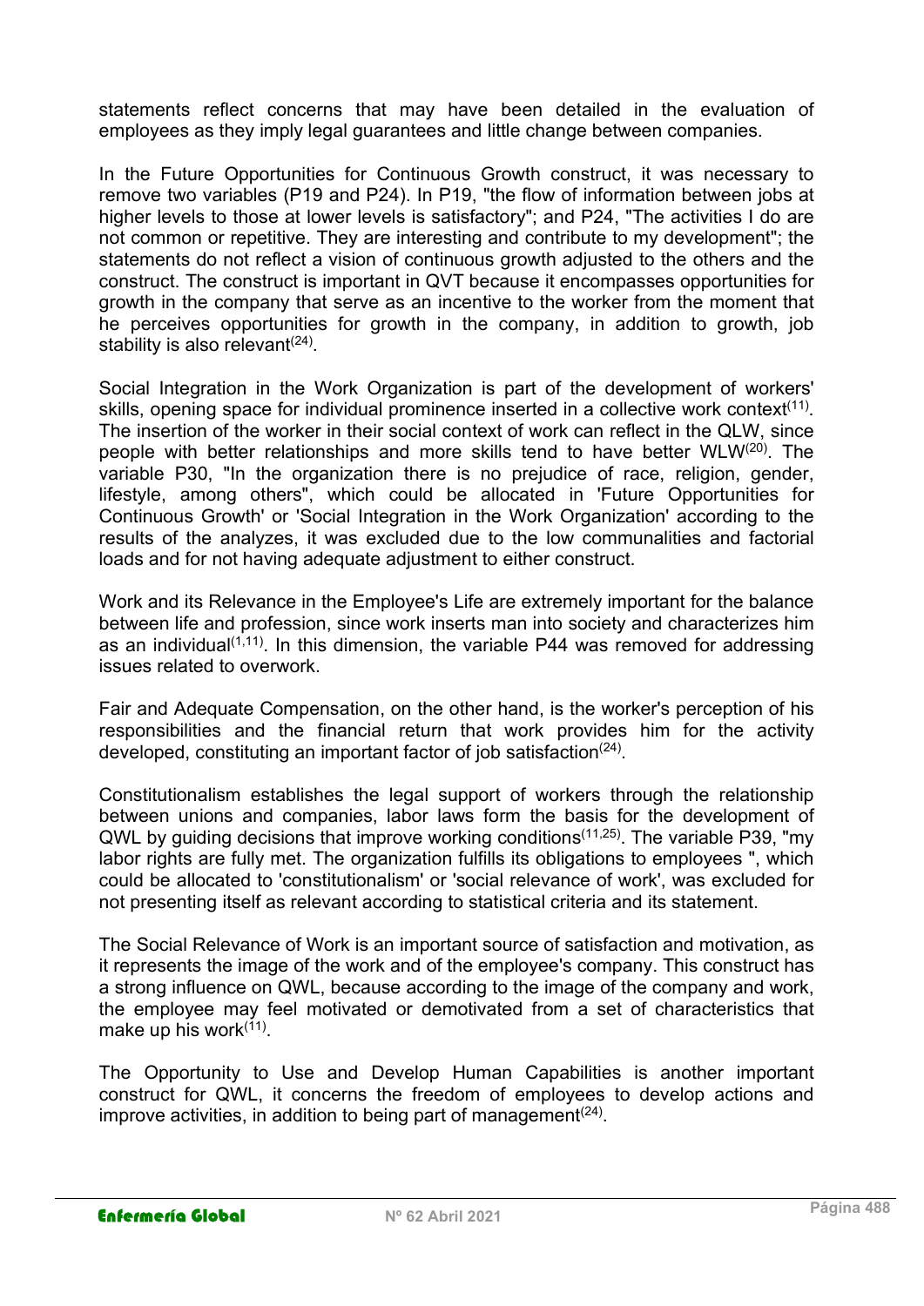statements reflect concerns that may have been detailed in the evaluation of employees as they imply legal guarantees and little change between companies.

In the Future Opportunities for Continuous Growth construct, it was necessary to remove two variables (P19 and P24). In P19, "the flow of information between jobs at higher levels to those at lower levels is satisfactory"; and P24, "The activities I do are not common or repetitive. They are interesting and contribute to my development"; the statements do not reflect a vision of continuous growth adjusted to the others and the construct. The construct is important in QVT because it encompasses opportunities for growth in the company that serve as an incentive to the worker from the moment that he perceives opportunities for growth in the company, in addition to growth, job stability is also relevant[24].

Social Integration in the Work Organization is part of the development of workers' skills, opening space for individual prominence inserted in a collective work context[11]. The insertion of the worker in their social context of work can reflect in the QLW, since people with better relationships and more skills tend to have better WLW[20]. The variable P30, "In the organization there is no prejudice of race, religion, gender, lifestyle, among others", which could be allocated in 'Future Opportunities for Continuous Growth' or 'Social Integration in the Work Organization' according to the results of the analyzes, it was excluded due to the low communalities and factorial loads and for not having adequate adjustment to either construct.

Work and its Relevance in the Employee's Life are extremely important for the balance between life and profession, since work inserts man into society and characterizes him as an individual[1,11]. In this dimension, the variable P44 was removed for addressing issues related to overwork.

Fair and Adequate Compensation, on the other hand, is the worker's perception of his responsibilities and the financial return that work provides him for the activity developed, constituting an important factor of job satisfaction[24].

Constitutionalism establishes the legal support of workers through the relationship between unions and companies, labor laws form the basis for the development of QWL by guiding decisions that improve working conditions[11,25]. The variable P39, "my labor rights are fully met. The organization fulfills its obligations to employees ", which could be allocated to 'constitutionalism' or 'social relevance of work', was excluded for not presenting itself as relevant according to statistical criteria and its statement.

The Social Relevance of Work is an important source of satisfaction and motivation, as it represents the image of the work and of the employee's company. This construct has a strong influence on QWL, because according to the image of the company and work, the employee may feel motivated or demotivated from a set of characteristics that make up his work[11].

The Opportunity to Use and Develop Human Capabilities is another important construct for QWL, it concerns the freedom of employees to develop actions and improve activities, in addition to being part of management[24].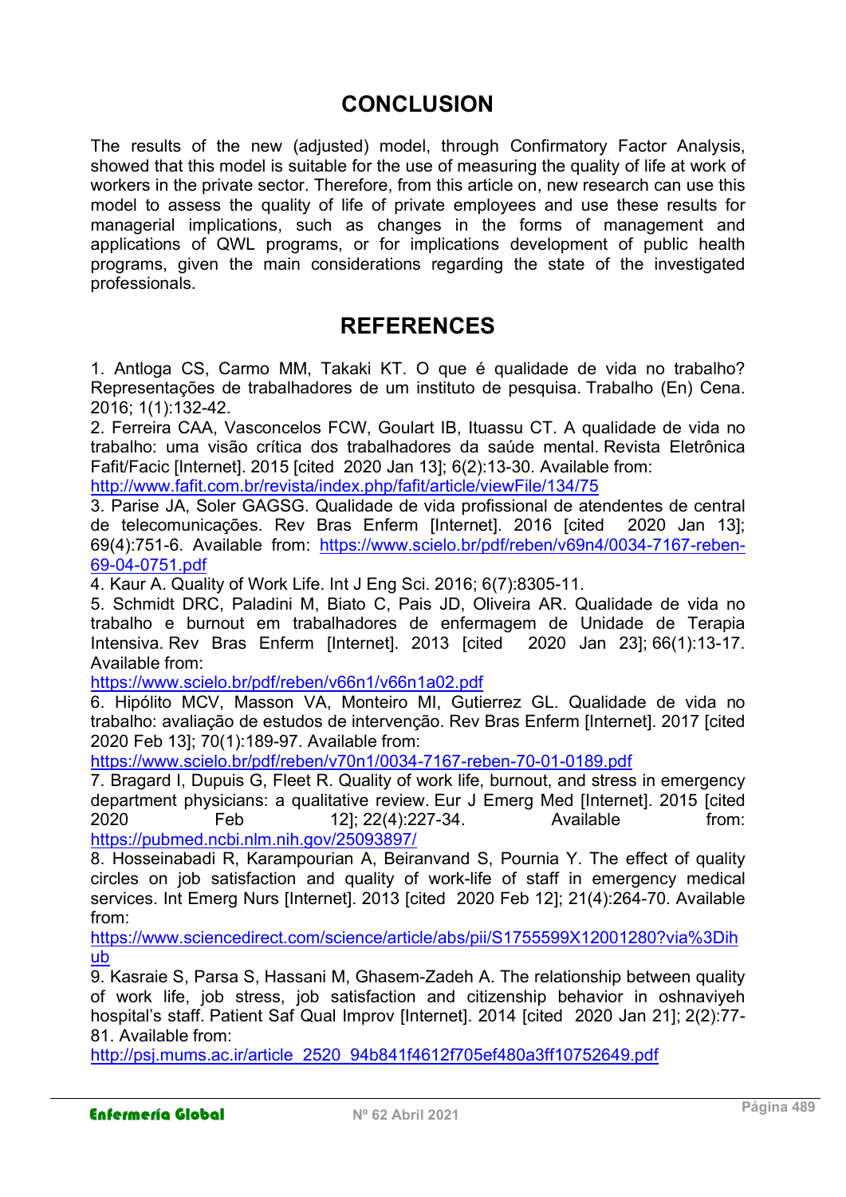## CONCLUSION

The results of the new (adjusted) model, through Confirmatory Factor Analysis, showed that this model is suitable for the use of measuring the quality of life at work of workers in the private sector. Therefore, from this article on, new research can use this model to assess the quality of life of private employees and use these results for managerial implications, such as changes in the forms of management and applications of QWL programs, or for implications development of public health programs, given the main considerations regarding the state of the investigated professionals.

## REFERENCES

1. Antloga CS, Carmo MM, Takaki KT. O que é qualidade de vida no trabalho? Representações de trabalhadores de um instituto de pesquisa. Trabalho (En) Cena. 2016; 1(1):132-42.
2. Ferreira CAA, Vasconcelos FCW, Goulart IB, Ituassu CT. A qualidade de vida no trabalho: uma visão crítica dos trabalhadores da saúde mental. Revista Eletrônica Fafit/Facic [Internet]. 2015 [cited 2020 Jan 13]; 6(2):13-30. Available from: http://www.fafit.com.br/revista/index.php/fafit/article/viewFile/134/75
3. Parise JA, Soler GAGSG. Qualidade de vida profissional de atendentes de central de telecomunicações. Rev Bras Enferm [Internet]. 2016 [cited 2020 Jan 13]; 69(4):751-6. Available from: https://www.scielo.br/pdf/reben/v69n4/0034-7167-reben-69-04-0751.pdf
4. Kaur A. Quality of Work Life. Int J Eng Sci. 2016; 6(7):8305-11.
5. Schmidt DRC, Paladini M, Biato C, Pais JD, Oliveira AR. Qualidade de vida no trabalho e burnout em trabalhadores de enfermagem de Unidade de Terapia Intensiva. Rev Bras Enferm [Internet]. 2013 [cited 2020 Jan 23]; 66(1):13-17. Available from: https://www.scielo.br/pdf/reben/v66n1/v66n1a02.pdf
6. Hipólito MCV, Masson VA, Monteiro MI, Gutierrez GL. Qualidade de vida no trabalho: avaliação de estudos de intervenção. Rev Bras Enferm [Internet]. 2017 [cited 2020 Feb 13]; 70(1):189-97. Available from: https://www.scielo.br/pdf/reben/v70n1/0034-7167-reben-70-01-0189.pdf
7. Bragard I, Dupuis G, Fleet R. Quality of work life, burnout, and stress in emergency department physicians: a qualitative review. Eur J Emerg Med [Internet]. 2015 [cited 2020 Feb 12]; 22(4):227-34. Available from: https://pubmed.ncbi.nlm.nih.gov/25093897/
8. Hosseinabadi R, Karampourian A, Beiranvand S, Pournia Y. The effect of quality circles on job satisfaction and quality of work-life of staff in emergency medical services. Int Emerg Nurs [Internet]. 2013 [cited 2020 Feb 12]; 21(4):264-70. Available from: https://www.sciencedirect.com/science/article/abs/pii/S1755599X12001280?via%3Dihub
9. Kasraie S, Parsa S, Hassani M, Ghasem-Zadeh A. The relationship between quality of work life, job stress, job satisfaction and citizenship behavior in oshnaviyeh hospital's staff. Patient Saf Qual Improv [Internet]. 2014 [cited 2020 Jan 21]; 2(2):77-81. Available from: http://psj.mums.ac.ir/article_2520_94b841f4612f705ef480a3ff10752649.pdf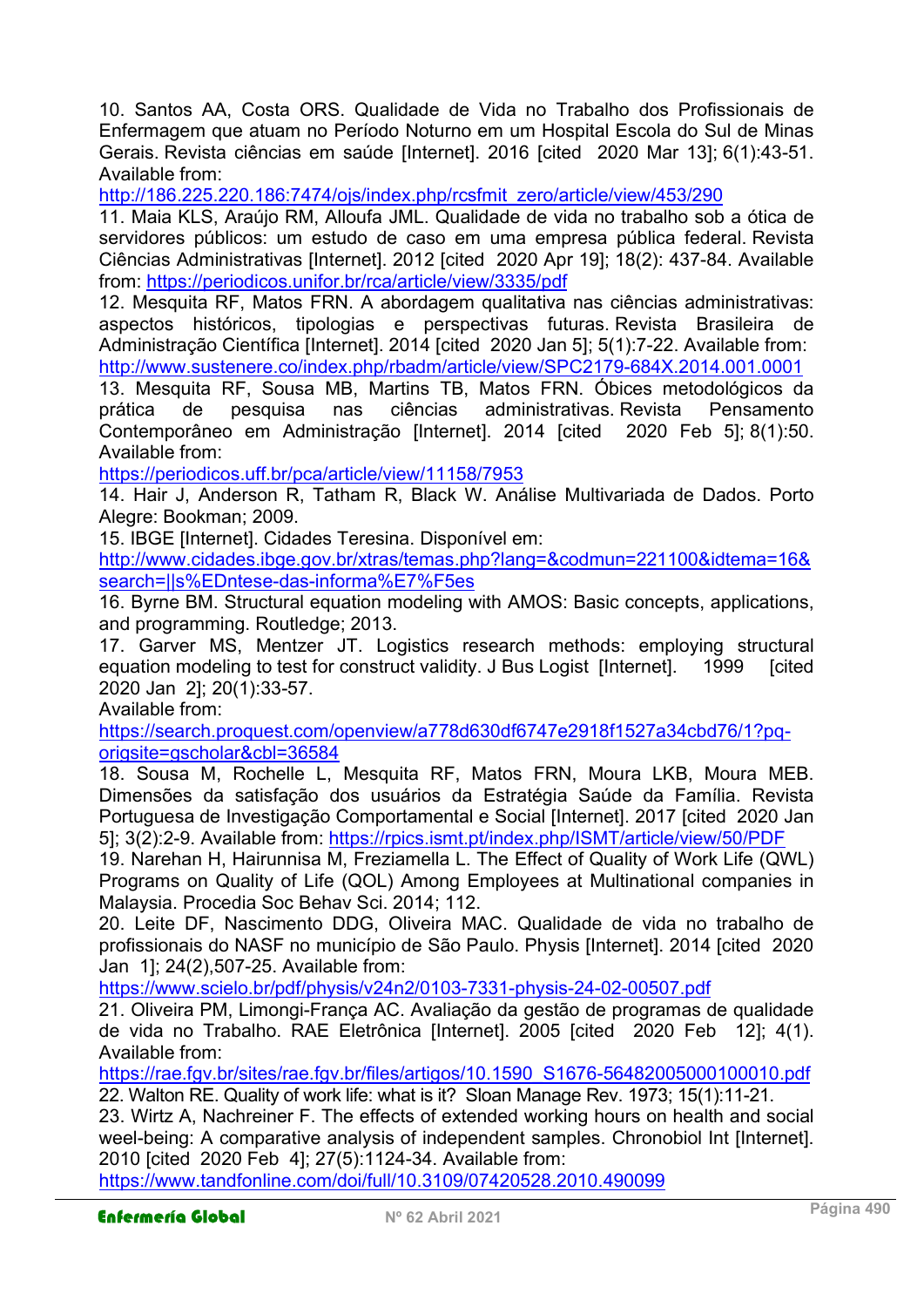10. Santos AA, Costa ORS. Qualidade de Vida no Trabalho dos Profissionais de Enfermagem que atuam no Período Noturno em um Hospital Escola do Sul de Minas Gerais. Revista ciências em saúde [Internet]. 2016 [cited 2020 Mar 13]; 6(1):43-51. Available from: http://186.225.220.186:7474/ojs/index.php/rcsfmit_zero/article/view/453/290

11. Maia KLS, Araújo RM, Alloufa JML. Qualidade de vida no trabalho sob a ótica de servidores públicos: um estudo de caso em uma empresa pública federal. Revista Ciências Administrativas [Internet]. 2012 [cited 2020 Apr 19]; 18(2): 437-84. Available from: https://periodicos.unifor.br/rca/article/view/3335/pdf

12. Mesquita RF, Matos FRN. A abordagem qualitativa nas ciências administrativas: aspectos históricos, tipologias e perspectivas futuras. Revista Brasileira de Administração Científica [Internet]. 2014 [cited 2020 Jan 5]; 5(1):7-22. Available from: http://www.sustenere.co/index.php/rbadm/article/view/SPC2179-684X.2014.001.0001

13. Mesquita RF, Sousa MB, Martins TB, Matos FRN. Óbices metodológicos da prática de pesquisa nas ciências administrativas. Revista Pensamento Contemporâneo em Administração [Internet]. 2014 [cited 2020 Feb 5]; 8(1):50. Available from: https://periodicos.uff.br/pca/article/view/11158/7953

14. Hair J, Anderson R, Tatham R, Black W. Análise Multivariada de Dados. Porto Alegre: Bookman; 2009.

15. IBGE [Internet]. Cidades Teresina. Disponível em: http://www.cidades.ibge.gov.br/xtras/temas.php?lang=&codmun=221100&idtema=16&search=||s%EDntese-das-informa%E7%F5es

16. Byrne BM. Structural equation modeling with AMOS: Basic concepts, applications, and programming. Routledge; 2013.

17. Garver MS, Mentzer JT. Logistics research methods: employing structural equation modeling to test for construct validity. J Bus Logist [Internet]. 1999 [cited 2020 Jan 2]; 20(1):33-57. Available from: https://search.proquest.com/openview/a778d630df6747e2918f1527a34cbd76/1?pq-origsite=gscholar&cbl=36584

18. Sousa M, Rochelle L, Mesquita RF, Matos FRN, Moura LKB, Moura MEB. Dimensões da satisfação dos usuários da Estratégia Saúde da Família. Revista Portuguesa de Investigação Comportamental e Social [Internet]. 2017 [cited 2020 Jan 5]; 3(2):2-9. Available from: https://rpics.ismt.pt/index.php/ISMT/article/view/50/PDF

19. Narehan H, Hairunnisa M, Freziamella L. The Effect of Quality of Work Life (QWL) Programs on Quality of Life (QOL) Among Employees at Multinational companies in Malaysia. Procedia Soc Behav Sci. 2014; 112.

20. Leite DF, Nascimento DDG, Oliveira MAC. Qualidade de vida no trabalho de profissionais do NASF no município de São Paulo. Physis [Internet]. 2014 [cited 2020 Jan 1]; 24(2),507-25. Available from: https://www.scielo.br/pdf/physis/v24n2/0103-7331-physis-24-02-00507.pdf

21. Oliveira PM, Limongi-França AC. Avaliação da gestão de programas de qualidade de vida no Trabalho. RAE Eletrônica [Internet]. 2005 [cited 2020 Feb 12]; 4(1). Available from: https://rae.fgv.br/sites/rae.fgv.br/files/artigos/10.1590_S1676-56482005000100010.pdf

22. Walton RE. Quality of work life: what is it? Sloan Manage Rev. 1973; 15(1):11-21.

23. Wirtz A, Nachreiner F. The effects of extended working hours on health and social weel-being: A comparative analysis of independent samples. Chronobiol Int [Internet]. 2010 [cited 2020 Feb 4]; 27(5):1124-34. Available from: https://www.tandfonline.com/doi/full/10.3109/07420528.2010.490099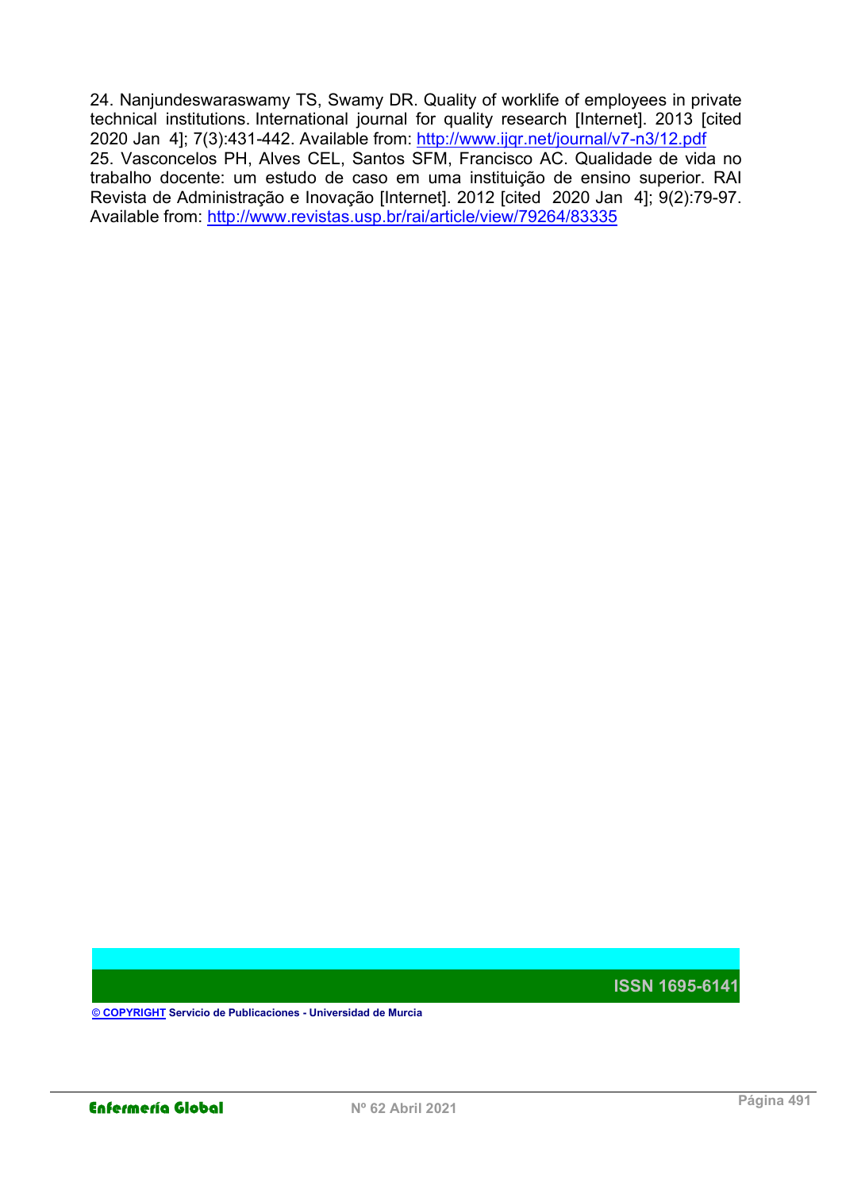24. Nanjundeswaraswamy TS, Swamy DR. Quality of worklife of employees in private technical institutions. International journal for quality research [Internet]. 2013 [cited 2020 Jan 4]; 7(3):431-442. Available from: http://www.ijqr.net/journal/v7-n3/12.pdf

25. Vasconcelos PH, Alves CEL, Santos SFM, Francisco AC. Qualidade de vida no trabalho docente: um estudo de caso em uma instituição de ensino superior. RAI Revista de Administração e Inovação [Internet]. 2012 [cited 2020 Jan 4]; 9(2):79-97. Available from: http://www.revistas.usp.br/rai/article/view/79264/83335

ISSN 1695-6141

© COPYRIGHT Servicio de Publicaciones - Universidad de Murcia